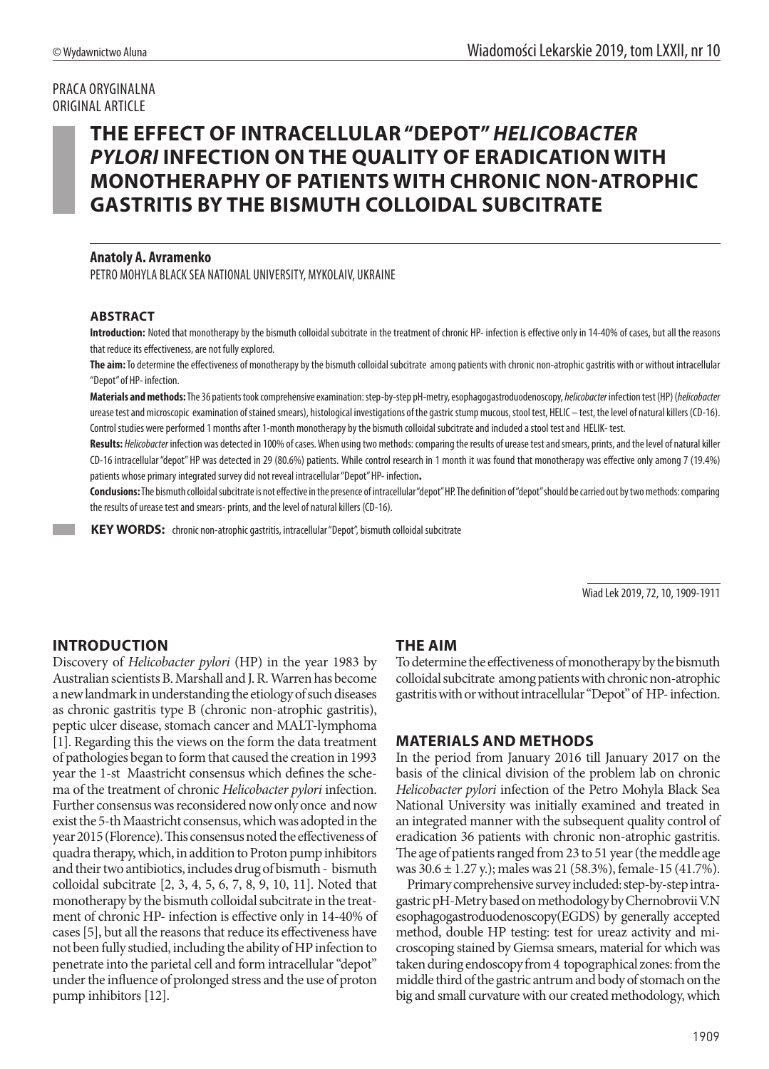PRACA ORYGINALNA
ORIGINAL ARTICLE

# THE EFFECT OF INTRACELLULAR "DEPOT" *HELICOBACTER PYLORI* INFECTION ON THE QUALITY OF ERADICATION WITH MONOTHERAPHY OF PATIENTS WITH CHRONIC NON-ATROPHIC GASTRITIS BY THE BISMUTH COLLOIDAL SUBCITRATE

**Anatoly A. Avramenko**

PETRO MOHYLA BLACK SEA NATIONAL UNIVERSITY, MYKOLAIV, UKRAINE

### ABSTRACT

**Introduction:** Noted that monotherapy by the bismuth colloidal subcitrate in the treatment of chronic HP- infection is effective only in 14-40% of cases, but all the reasons that reduce its effectiveness, are not fully explored.

**The aim:** To determine the effectiveness of monotherapy by the bismuth colloidal subcitrate among patients with chronic non-atrophic gastritis with or without intracellular "Depot" of HP- infection.

**Materials and methods:** The 36 patients took comprehensive examination: step-by-step pH-metry, esophagogastroduodenoscopy, *helicobacter* infection test (HP) (*helicobacter* urease test and microscopic examination of stained smears), histological investigations of the gastric stump mucous, stool test, HELIC – test, the level of natural killers (CD-16). Control studies were performed 1 months after 1-month monotherapy by the bismuth colloidal subcitrate and included a stool test and HELIK- test.

**Results:** *Helicobacter* infection was detected in 100% of cases. When using two methods: comparing the results of urease test and smears, prints, and the level of natural killer CD-16 intracellular "depot" HP was detected in 29 (80.6%) patients. While control research in 1 month it was found that monotherapy was effective only among 7 (19.4%) patients whose primary integrated survey did not reveal intracellular "Depot" HP- infection**.**

**Conclusions:** The bismuth colloidal subcitrate is not effective in the presence of intracellular "depot" HP. The definition of "depot" should be carried out by two methods: comparing the results of urease test and smears- prints, and the level of natural killers (CD-16).

**KEY WORDS:** chronic non-atrophic gastritis, intracellular "Depot", bismuth colloidal subcitrate

Wiad Lek 2019, 72, 10, 1909-1911

## INTRODUCTION

Discovery of *Helicobacter pylori* (HP) in the year 1983 by Australian scientists B. Marshall and J. R. Warren has become a new landmark in understanding the etiology of such diseases as chronic gastritis type B (chronic non-atrophic gastritis), peptic ulcer disease, stomach cancer and MALT-lymphoma [1]. Regarding this the views on the form the data treatment of pathologies began to form that caused the creation in 1993 year the 1-st Maastricht consensus which defines the schema of the treatment of chronic *Helicobacter pylori* infection. Further consensus was reconsidered now only once and now exist the 5-th Maastricht consensus, which was adopted in the year 2015 (Florence). This consensus noted the effectiveness of quadra therapy, which, in addition to Proton pump inhibitors and their two antibiotics, includes drug of bismuth - bismuth colloidal subcitrate [2, 3, 4, 5, 6, 7, 8, 9, 10, 11]. Noted that monotherapy by the bismuth colloidal subcitrate in the treatment of chronic HP- infection is effective only in 14-40% of cases [5], but all the reasons that reduce its effectiveness have not been fully studied, including the ability of HP infection to penetrate into the parietal cell and form intracellular "depot" under the influence of prolonged stress and the use of proton pump inhibitors [12].

## THE AIM

To determine the effectiveness of monotherapy by the bismuth colloidal subcitrate among patients with chronic non-atrophic gastritis with or without intracellular "Depot" of HP- infection.

## MATERIALS AND METHODS

In the period from January 2016 till January 2017 on the basis of the clinical division of the problem lab on chronic *Helicobacter pylori* infection of the Petro Mohyla Black Sea National University was initially examined and treated in an integrated manner with the subsequent quality control of eradication 36 patients with chronic non-atrophic gastritis. The age of patients ranged from 23 to 51 year (the meddle age was 30.6 ± 1.27 y.); males was 21 (58.3%), female-15 (41.7%).

Primary comprehensive survey included: step-by-step intragastric pH-Metry based on methodology by Chernobrovii V.N esophagogastroduodenoscopy(EGDS) by generally accepted method, double HP testing: test for ureaz activity and microscoping stained by Giemsa smears, material for which was taken during endoscopy from 4 topographical zones: from the middle third of the gastric antrum and body of stomach on the big and small curvature with our created methodology, which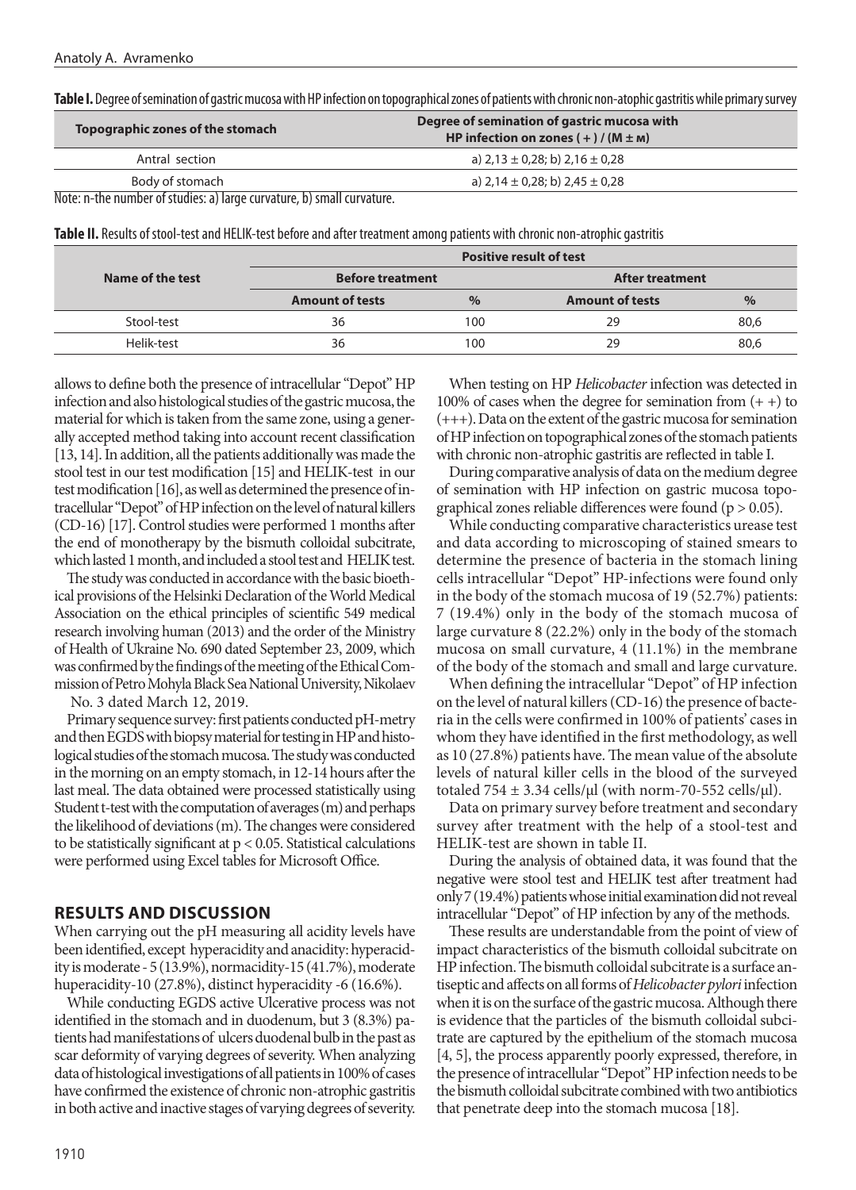**Table I.** Degree of semination of gastric mucosa with HP infection on topographical zones of patients with chronic non-atophic gastritis while primary survey

| Topographic zones of the stomach | Degree of semination of gastric mucosa with HP infection on zones ( + ) / (M ± м) |
|---|---|
| Antral section | a) 2,13 ± 0,28; b) 2,16 ± 0,28 |
| Body of stomach | a) 2,14 ± 0,28; b) 2,45 ± 0,28 |

Note: n-the number of studies: a) large curvature, b) small curvature.

**Table II.** Results of stool-test and HELIK-test before and after treatment among patients with chronic non-atrophic gastritis

| Name of the test | Positive result of test | | | |
|---|---|---|---|---|
| | Before treatment | | After treatment | |
| | Amount of tests | % | Amount of tests | % |
| Stool-test | 36 | 100 | 29 | 80,6 |
| Helik-test | 36 | 100 | 29 | 80,6 |

allows to define both the presence of intracellular "Depot" HP infection and also histological studies of the gastric mucosa, the material for which is taken from the same zone, using a generally accepted method taking into account recent classification [13, 14]. In addition, all the patients additionally was made the stool test in our test modification [15] and HELIK-test in our test modification [16], as well as determined the presence of intracellular "Depot" of HP infection on the level of natural killers (CD-16) [17]. Control studies were performed 1 months after the end of monotherapy by the bismuth colloidal subcitrate, which lasted 1 month, and included a stool test and HELIK test.

The study was conducted in accordance with the basic bioethical provisions of the Helsinki Declaration of the World Medical Association on the ethical principles of scientific 549 medical research involving human (2013) and the order of the Ministry of Health of Ukraine No. 690 dated September 23, 2009, which was confirmed by the findings of the meeting of the Ethical Commission of Petro Mohyla Black Sea National University, Nikolaev No. 3 dated March 12, 2019.

Primary sequence survey: first patients conducted pH-metry and then EGDS with biopsy material for testing in HP and histological studies of the stomach mucosa. The study was conducted in the morning on an empty stomach, in 12-14 hours after the last meal. The data obtained were processed statistically using Student t-test with the computation of averages (m) and perhaps the likelihood of deviations (m). The changes were considered to be statistically significant at $p < 0.05$. Statistical calculations were performed using Excel tables for Microsoft Office.

## RESULTS AND DISCUSSION

When carrying out the pH measuring all acidity levels have been identified, except hyperacidity and anacidity: hyperacidity is moderate - 5 (13.9%), normacidity-15 (41.7%), moderate huperacidity-10 (27.8%), distinct hyperacidity -6 (16.6%).

While conducting EGDS active Ulcerative process was not identified in the stomach and in duodenum, but 3 (8.3%) patients had manifestations of ulcers duodenal bulb in the past as scar deformity of varying degrees of severity. When analyzing data of histological investigations of all patients in 100% of cases have confirmed the existence of chronic non-atrophic gastritis in both active and inactive stages of varying degrees of severity.

When testing on HP *Helicobacter* infection was detected in 100% of cases when the degree for semination from (+ +) to (+++). Data on the extent of the gastric mucosa for semination of HP infection on topographical zones of the stomach patients with chronic non-atrophic gastritis are reflected in table I.

During comparative analysis of data on the medium degree of semination with HP infection on gastric mucosa topographical zones reliable differences were found ($p > 0.05$).

While conducting comparative characteristics urease test and data according to microscoping of stained smears to determine the presence of bacteria in the stomach lining cells intracellular "Depot" HP-infections were found only in the body of the stomach mucosa of 19 (52.7%) patients: 7 (19.4%) only in the body of the stomach mucosa of large curvature 8 (22.2%) only in the body of the stomach mucosa on small curvature, 4 (11.1%) in the membrane of the body of the stomach and small and large curvature.

When defining the intracellular "Depot" of HP infection on the level of natural killers (CD-16) the presence of bacteria in the cells were confirmed in 100% of patients' cases in whom they have identified in the first methodology, as well as 10 (27.8%) patients have. The mean value of the absolute levels of natural killer cells in the blood of the surveyed totaled 754 ± 3.34 cells/μl (with norm-70-552 cells/μl).

Data on primary survey before treatment and secondary survey after treatment with the help of a stool-test and HELIK-test are shown in table II.

During the analysis of obtained data, it was found that the negative were stool test and HELIK test after treatment had only 7 (19.4%) patients whose initial examination did not reveal intracellular "Depot" of HP infection by any of the methods.

These results are understandable from the point of view of impact characteristics of the bismuth colloidal subcitrate on HP infection. The bismuth colloidal subcitrate is a surface antiseptic and affects on all forms of *Helicobacter pylori* infection when it is on the surface of the gastric mucosa. Although there is evidence that the particles of the bismuth colloidal subcitrate are captured by the epithelium of the stomach mucosa [4, 5], the process apparently poorly expressed, therefore, in the presence of intracellular "Depot" HP infection needs to be the bismuth colloidal subcitrate combined with two antibiotics that penetrate deep into the stomach mucosa [18].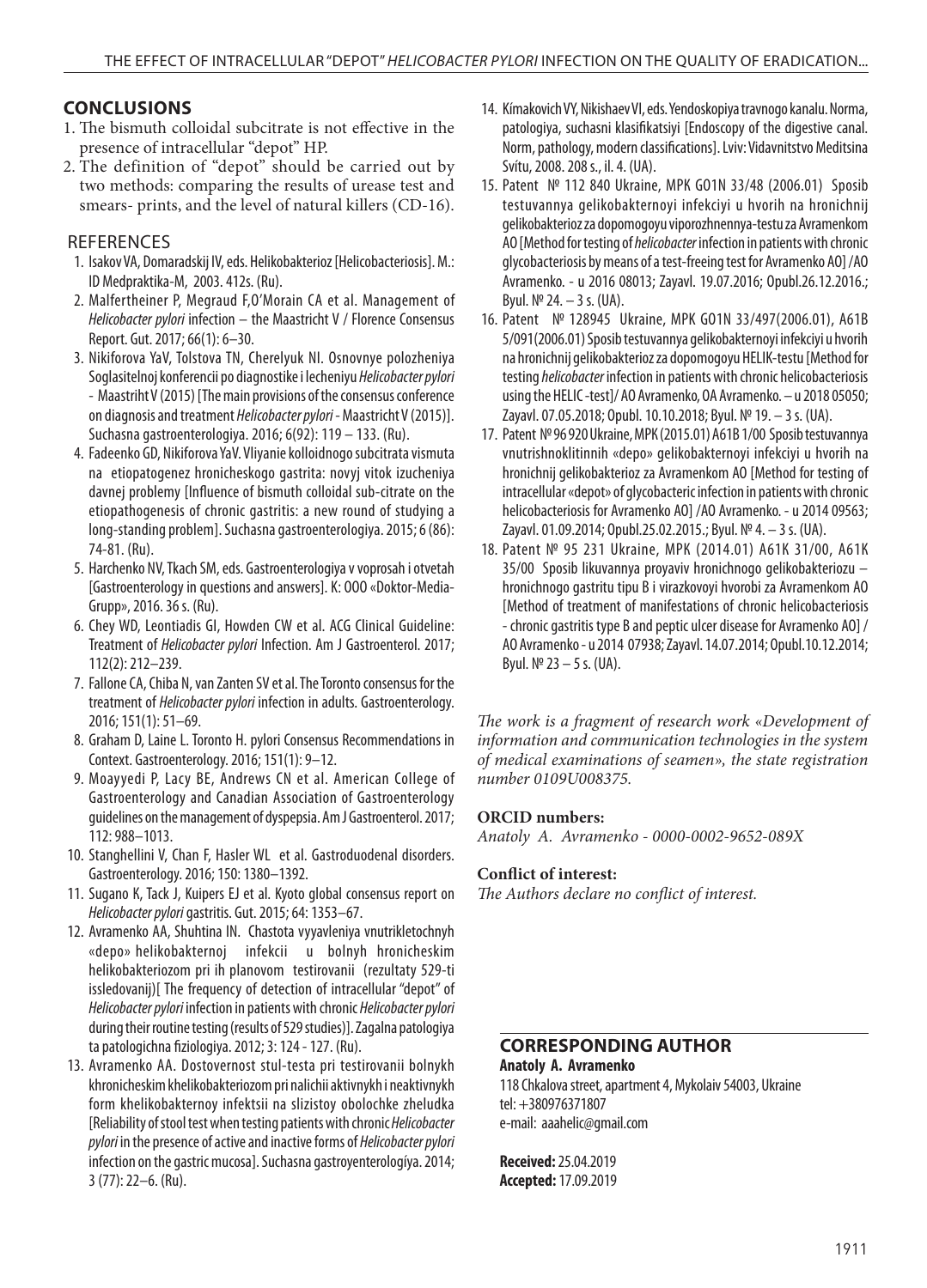## CONCLUSIONS

1. The bismuth colloidal subcitrate is not effective in the presence of intracellular "depot" HP.
2. The definition of "depot" should be carried out by two methods: comparing the results of urease test and smears- prints, and the level of natural killers (CD-16).

## REFERENCES

1. Isakov VA, Domaradskij IV, eds. Helikobakterioz [Helicobacteriosis]. M.: ID Medpraktika-M, 2003. 412s. (Ru).
2. Malfertheiner P, Megraud F,O'Morain CA et al. Management of *Helicobacter pylori* infection – the Maastricht V / Florence Consensus Report. Gut. 2017; 66(1): 6–30.
3. Nikiforova YaV, Tolstova TN, Cherelyuk NI. Osnovnye polozheniya Soglasitelnoj konferencii po diagnostike i lecheniyu *Helicobacter pylori* - Maastriht V (2015) [The main provisions of the consensus conference on diagnosis and treatment *Helicobacter pylori* - Maastricht V (2015)]. Suchasna gastroenterologiya. 2016; 6(92): 119 – 133. (Ru).
4. Fadeenko GD, Nikiforova YaV. Vliyanie kolloidnogo subcitrata vismuta na etiopatogenez hronicheskogo gastrita: novyj vitok izucheniya davnej problemy [Influence of bismuth colloidal sub-citrate on the etiopathogenesis of chronic gastritis: a new round of studying a long-standing problem]. Suchasna gastroenterologiya. 2015; 6 (86): 74-81. (Ru).
5. Harchenko NV, Tkach SM, eds. Gastroenterologiya v voprosah i otvetah [Gastroenterology in questions and answers]. K: OOO «Doktor-Media-Grupp», 2016. 36 s. (Ru).
6. Chey WD, Leontiadis GI, Howden CW et al. ACG Clinical Guideline: Treatment of *Helicobacter pylori* Infection. Am J Gastroenterol. 2017; 112(2): 212–239.
7. Fallone CA, Chiba N, van Zanten SV et al. The Toronto consensus for the treatment of *Helicobacter pylori* infection in adults. Gastroenterology. 2016; 151(1): 51–69.
8. Graham D, Laine L. Toronto H. pylori Consensus Recommendations in Context. Gastroenterology. 2016; 151(1): 9–12.
9. Moayyedi P, Lacy BE, Andrews CN et al. American College of Gastroenterology and Canadian Association of Gastroenterology guidelines on the management of dyspepsia. Am J Gastroenterol. 2017; 112: 988–1013.
10. Stanghellini V, Chan F, Hasler WL et al. Gastroduodenal disorders. Gastroenterology. 2016; 150: 1380–1392.
11. Sugano K, Tack J, Kuipers EJ et al. Kyoto global consensus report on *Helicobacter pylori* gastritis. Gut. 2015; 64: 1353–67.
12. Avramenko AA, Shuhtina IN. Chastota vyyavleniya vnutrikletochnyh «depo» helikobakternoj infekcii u bolnyh hronicheskim helikobakteriozom pri ih planovom testirovanii (rezultaty 529-ti issledovanij)[ The frequency of detection of intracellular "depot" of *Helicobacter pylori* infection in patients with chronic *Helicobacter pylori* during their routine testing (results of 529 studies)]. Zagalna patologiya ta patologichna fiziologiya. 2012; 3: 124 - 127. (Ru).
13. Avramenko AA. Dostovernost stul-testa pri testirovanii bolnykh khronicheskim khelikobakteriozom pri nalichii aktivnykh i neaktivnykh form khelikobakternoy infektsii na slizistoy obolochke zheludka [Reliability of stool test when testing patients with chronic *Helicobacter pylori* in the presence of active and inactive forms of *Helicobacter pylori* infection on the gastric mucosa]. Suchasna gastroyenterologíya. 2014; 3 (77): 22–6. (Ru).
14. Kímakovich VY, Nikishaev VI, eds. Yendoskopiya travnogo kanalu. Norma, patologiya, suchasni klasifikatsiyi [Endoscopy of the digestive canal. Norm, pathology, modern classifications]. Lviv: Vidavnitstvo Meditsina Svítu, 2008. 208 s., il. 4. (UA).
15. Patent № 112 840 Ukraine, MPK GO1N 33/48 (2006.01) Sposib testuvannya gelikobakternoyi infekciyi u hvorih na hronichnij gelikobakterioz za dopomogoyu viporozhnennya-testu za Avramenkom AO [Method for testing of *helicobacter* infection in patients with chronic glycobacteriosis by means of a test-freeing test for Avramenko AO] /AO Avramenko. - u 2016 08013; Zayavl. 19.07.2016; Opubl.26.12.2016.; Byul. № 24. – 3 s. (UA).
16. Patent № 128945 Ukraine, MPK GO1N 33/497(2006.01), A61B 5/091(2006.01) Sposib testuvannya gelikobakternoyi infekciyi u hvorih na hronichnij gelikobakterioz za dopomogoyu HELIK-testu [Method for testing *helicobacter* infection in patients with chronic helicobacteriosis using the HELIC -test]/ AO Avramenko, OA Avramenko. – u 2018 05050; Zayavl. 07.05.2018; Opubl. 10.10.2018; Byul. № 19. – 3 s. (UA).
17. Patent № 96 920 Ukraine, MPK (2015.01) A61B 1/00 Sposib testuvannya vnutrishnoklitinnih «depo» gelikobakternoyi infekciyi u hvorih na hronichnij gelikobakterioz za Avramenkom AO [Method for testing of intracellular «depot» of glycobacteric infection in patients with chronic helicobacteriosis for Avramenko AO] /AO Avramenko. - u 2014 09563; Zayavl. 01.09.2014; Opubl.25.02.2015.; Byul. № 4. – 3 s. (UA).
18. Patent № 95 231 Ukraine, MPK (2014.01) A61K 31/00, A61K 35/00 Sposib likuvannya proyaviv hronichnogo gelikobakteriozu – hronichnogo gastritu tipu B i virazkovoyi hvorobi za Avramenkom AO [Method of treatment of manifestations of chronic helicobacteriosis - chronic gastritis type B and peptic ulcer disease for Avramenko AO] / AO Avramenko - u 2014 07938; Zayavl. 14.07.2014; Opubl.10.12.2014; Byul. № 23 – 5 s. (UA).

*The work is a fragment of research work «Development of information and communication technologies in the system of medical examinations of seamen», the state registration number 0109U008375.*

**ORCID numbers:**

*Anatoly A. Avramenko - 0000-0002-9652-089X*

**Conflict of interest:**

*The Authors declare no conflict of interest.*

## CORRESPONDING AUTHOR

**Anatoly A. Avramenko**

118 Chkalova street, apartment 4, Mykolaiv 54003, Ukraine
tel: +380976371807
e-mail: aaahelic@gmail.com

**Received:** 25.04.2019
**Accepted:** 17.09.2019